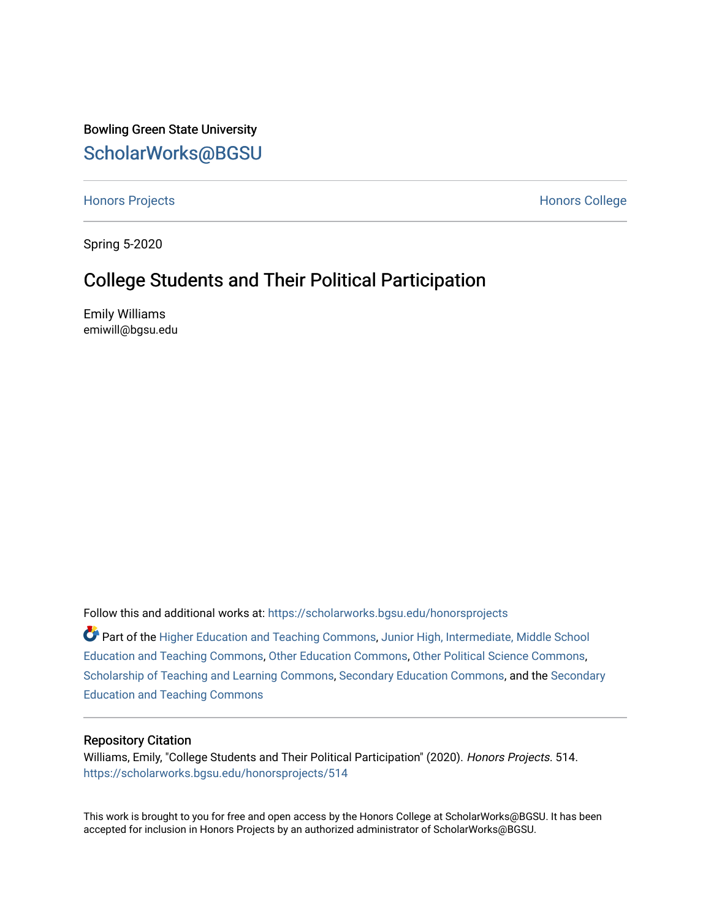Bowling Green State University

ScholarWorks@BGSU

Honors Projects | Honors College

Spring 5-2020

# College Students and Their Political Participation

Emily Williams
emiwill@bgsu.edu

Follow this and additional works at: https://scholarworks.bgsu.edu/honorsprojects

Part of the Higher Education and Teaching Commons, Junior High, Intermediate, Middle School Education and Teaching Commons, Other Education Commons, Other Political Science Commons, Scholarship of Teaching and Learning Commons, Secondary Education Commons, and the Secondary Education and Teaching Commons

## Repository Citation

Williams, Emily, "College Students and Their Political Participation" (2020). *Honors Projects*. 514.
https://scholarworks.bgsu.edu/honorsprojects/514

This work is brought to you for free and open access by the Honors College at ScholarWorks@BGSU. It has been accepted for inclusion in Honors Projects by an authorized administrator of ScholarWorks@BGSU.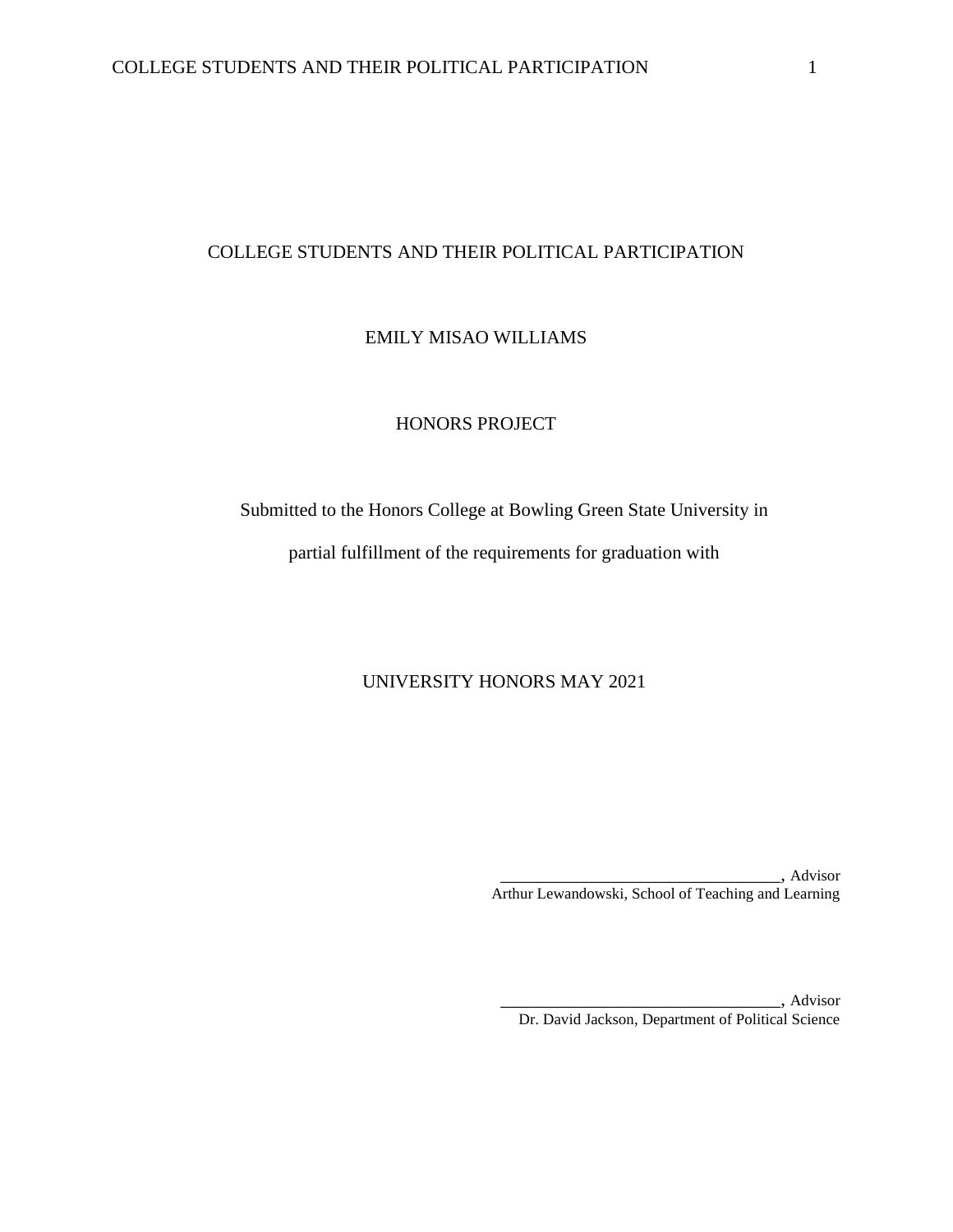COLLEGE STUDENTS AND THEIR POLITICAL PARTICIPATION

EMILY MISAO WILLIAMS

HONORS PROJECT

Submitted to the Honors College at Bowling Green State University in

partial fulfillment of the requirements for graduation with

UNIVERSITY HONORS MAY 2021

_________________________________, Advisor
Arthur Lewandowski, School of Teaching and Learning

_________________________________, Advisor
Dr. David Jackson, Department of Political Science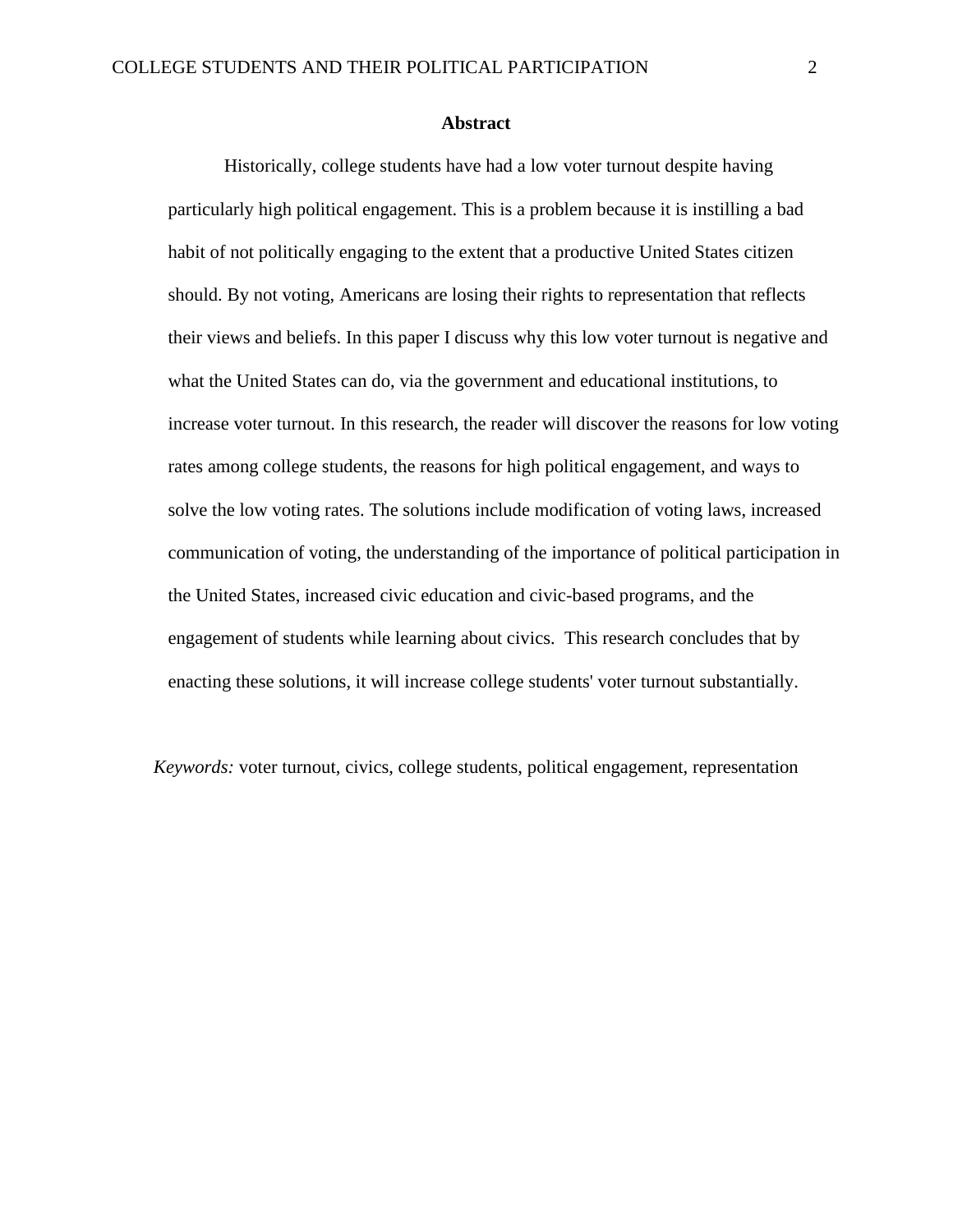## Abstract

Historically, college students have had a low voter turnout despite having particularly high political engagement. This is a problem because it is instilling a bad habit of not politically engaging to the extent that a productive United States citizen should. By not voting, Americans are losing their rights to representation that reflects their views and beliefs. In this paper I discuss why this low voter turnout is negative and what the United States can do, via the government and educational institutions, to increase voter turnout. In this research, the reader will discover the reasons for low voting rates among college students, the reasons for high political engagement, and ways to solve the low voting rates. The solutions include modification of voting laws, increased communication of voting, the understanding of the importance of political participation in the United States, increased civic education and civic-based programs, and the engagement of students while learning about civics. This research concludes that by enacting these solutions, it will increase college students' voter turnout substantially.

*Keywords:* voter turnout, civics, college students, political engagement, representation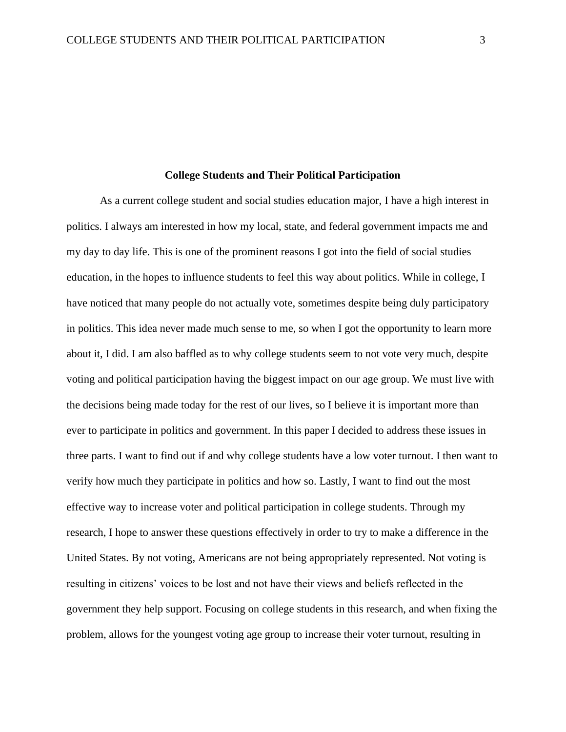# College Students and Their Political Participation

As a current college student and social studies education major, I have a high interest in politics. I always am interested in how my local, state, and federal government impacts me and my day to day life. This is one of the prominent reasons I got into the field of social studies education, in the hopes to influence students to feel this way about politics. While in college, I have noticed that many people do not actually vote, sometimes despite being duly participatory in politics. This idea never made much sense to me, so when I got the opportunity to learn more about it, I did. I am also baffled as to why college students seem to not vote very much, despite voting and political participation having the biggest impact on our age group. We must live with the decisions being made today for the rest of our lives, so I believe it is important more than ever to participate in politics and government. In this paper I decided to address these issues in three parts. I want to find out if and why college students have a low voter turnout. I then want to verify how much they participate in politics and how so. Lastly, I want to find out the most effective way to increase voter and political participation in college students. Through my research, I hope to answer these questions effectively in order to try to make a difference in the United States. By not voting, Americans are not being appropriately represented. Not voting is resulting in citizens' voices to be lost and not have their views and beliefs reflected in the government they help support. Focusing on college students in this research, and when fixing the problem, allows for the youngest voting age group to increase their voter turnout, resulting in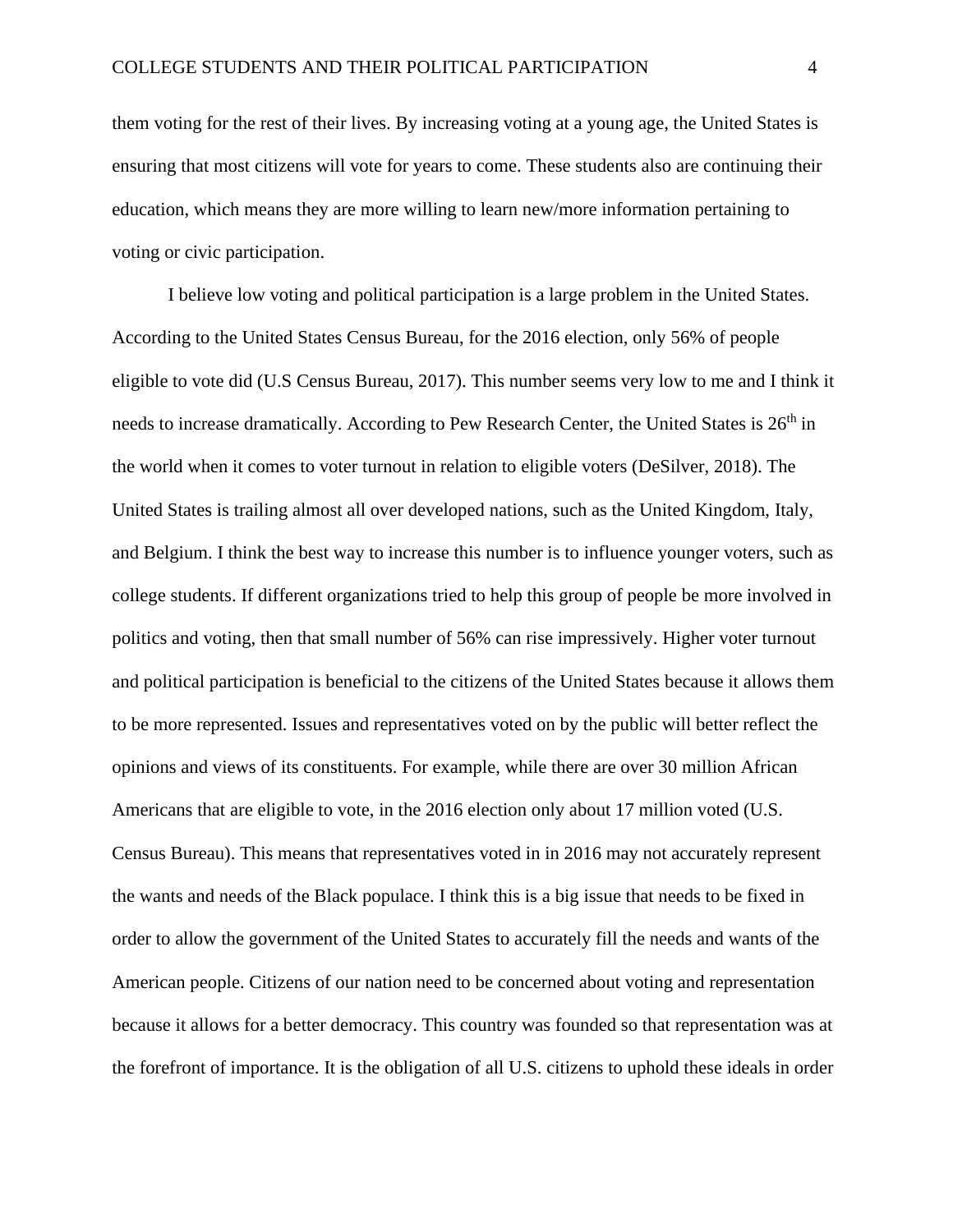them voting for the rest of their lives. By increasing voting at a young age, the United States is ensuring that most citizens will vote for years to come. These students also are continuing their education, which means they are more willing to learn new/more information pertaining to voting or civic participation.

I believe low voting and political participation is a large problem in the United States. According to the United States Census Bureau, for the 2016 election, only 56% of people eligible to vote did (U.S Census Bureau, 2017). This number seems very low to me and I think it needs to increase dramatically. According to Pew Research Center, the United States is 26th in the world when it comes to voter turnout in relation to eligible voters (DeSilver, 2018). The United States is trailing almost all over developed nations, such as the United Kingdom, Italy, and Belgium. I think the best way to increase this number is to influence younger voters, such as college students. If different organizations tried to help this group of people be more involved in politics and voting, then that small number of 56% can rise impressively. Higher voter turnout and political participation is beneficial to the citizens of the United States because it allows them to be more represented. Issues and representatives voted on by the public will better reflect the opinions and views of its constituents. For example, while there are over 30 million African Americans that are eligible to vote, in the 2016 election only about 17 million voted (U.S. Census Bureau). This means that representatives voted in in 2016 may not accurately represent the wants and needs of the Black populace. I think this is a big issue that needs to be fixed in order to allow the government of the United States to accurately fill the needs and wants of the American people. Citizens of our nation need to be concerned about voting and representation because it allows for a better democracy. This country was founded so that representation was at the forefront of importance. It is the obligation of all U.S. citizens to uphold these ideals in order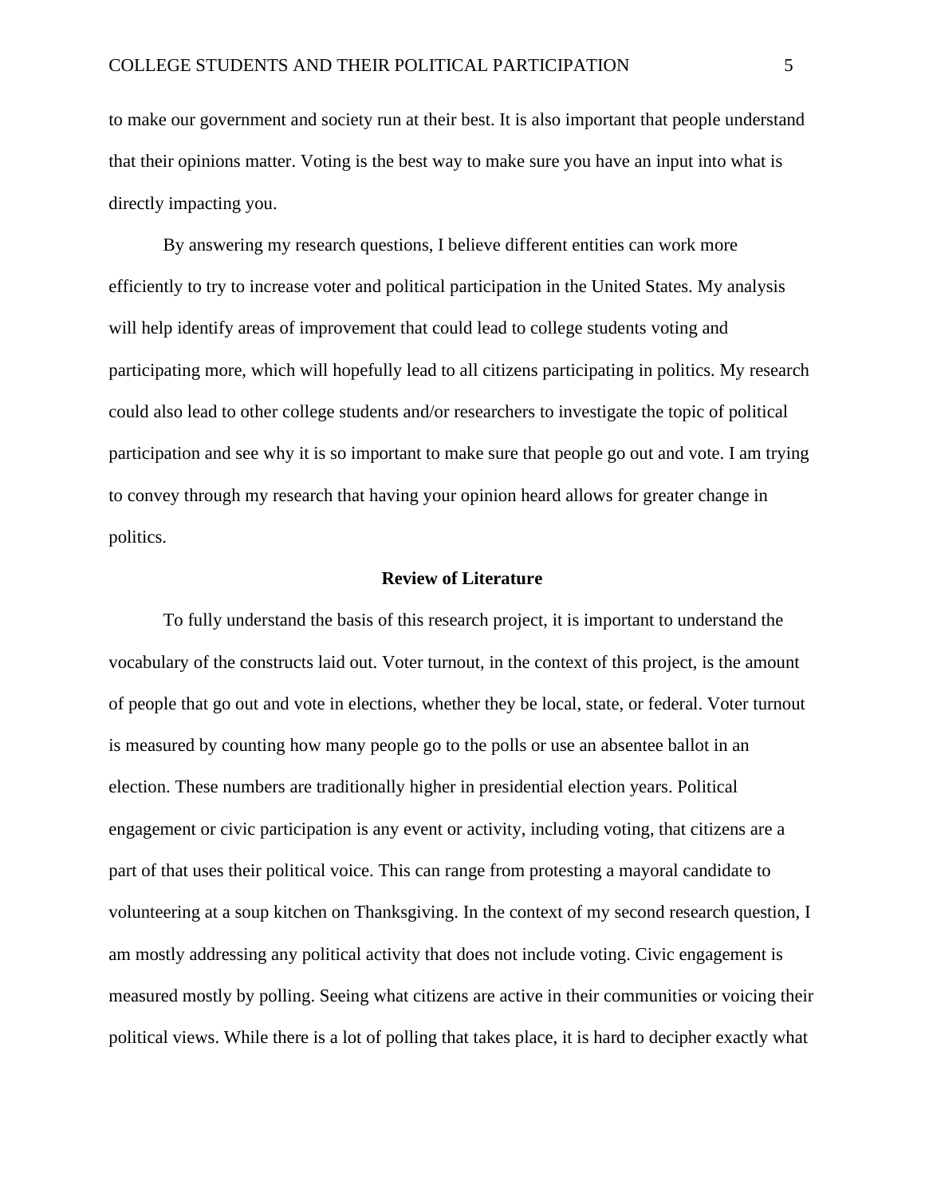to make our government and society run at their best. It is also important that people understand that their opinions matter. Voting is the best way to make sure you have an input into what is directly impacting you.

By answering my research questions, I believe different entities can work more efficiently to try to increase voter and political participation in the United States. My analysis will help identify areas of improvement that could lead to college students voting and participating more, which will hopefully lead to all citizens participating in politics. My research could also lead to other college students and/or researchers to investigate the topic of political participation and see why it is so important to make sure that people go out and vote. I am trying to convey through my research that having your opinion heard allows for greater change in politics.

## Review of Literature

To fully understand the basis of this research project, it is important to understand the vocabulary of the constructs laid out. Voter turnout, in the context of this project, is the amount of people that go out and vote in elections, whether they be local, state, or federal. Voter turnout is measured by counting how many people go to the polls or use an absentee ballot in an election. These numbers are traditionally higher in presidential election years. Political engagement or civic participation is any event or activity, including voting, that citizens are a part of that uses their political voice. This can range from protesting a mayoral candidate to volunteering at a soup kitchen on Thanksgiving. In the context of my second research question, I am mostly addressing any political activity that does not include voting. Civic engagement is measured mostly by polling. Seeing what citizens are active in their communities or voicing their political views. While there is a lot of polling that takes place, it is hard to decipher exactly what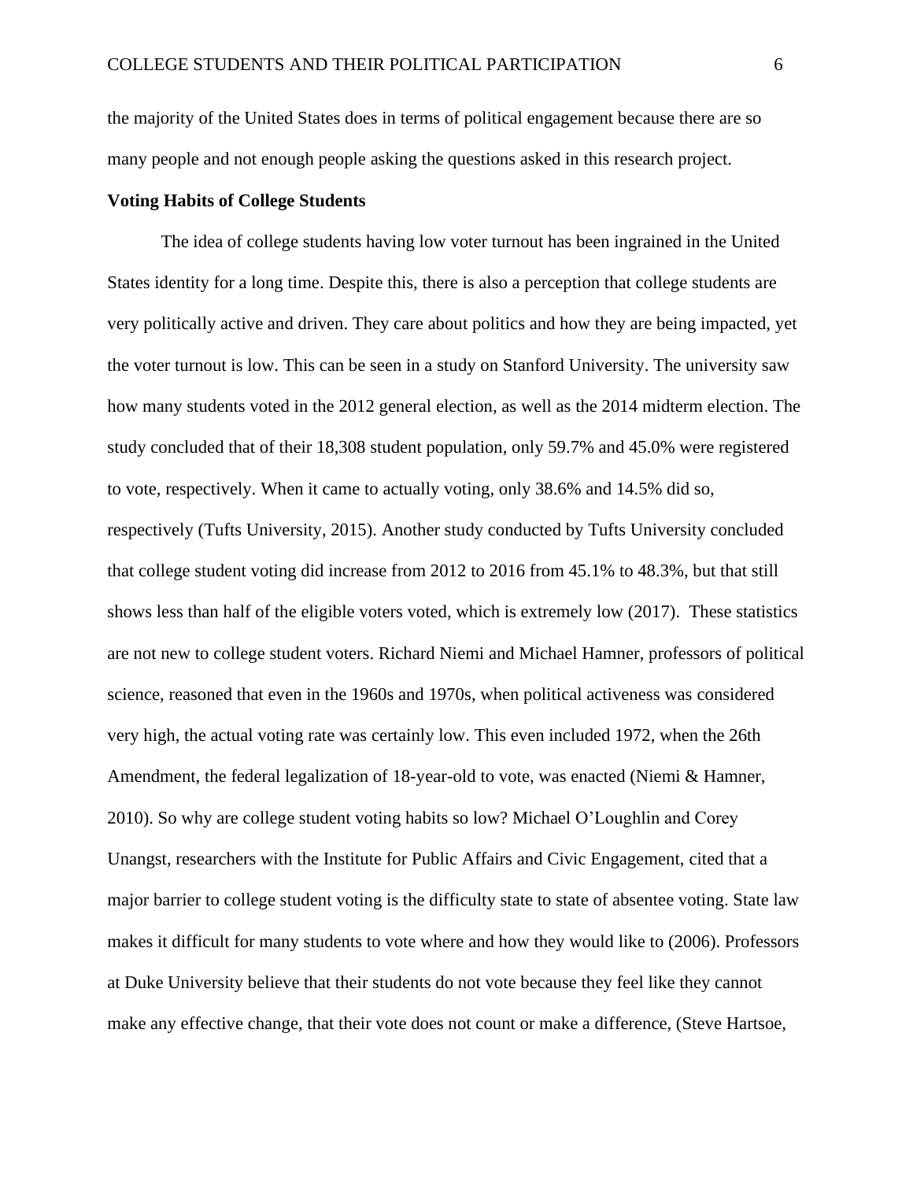the majority of the United States does in terms of political engagement because there are so many people and not enough people asking the questions asked in this research project.

**Voting Habits of College Students**

The idea of college students having low voter turnout has been ingrained in the United States identity for a long time. Despite this, there is also a perception that college students are very politically active and driven. They care about politics and how they are being impacted, yet the voter turnout is low. This can be seen in a study on Stanford University. The university saw how many students voted in the 2012 general election, as well as the 2014 midterm election. The study concluded that of their 18,308 student population, only 59.7% and 45.0% were registered to vote, respectively. When it came to actually voting, only 38.6% and 14.5% did so, respectively (Tufts University, 2015). Another study conducted by Tufts University concluded that college student voting did increase from 2012 to 2016 from 45.1% to 48.3%, but that still shows less than half of the eligible voters voted, which is extremely low (2017). These statistics are not new to college student voters. Richard Niemi and Michael Hamner, professors of political science, reasoned that even in the 1960s and 1970s, when political activeness was considered very high, the actual voting rate was certainly low. This even included 1972, when the 26th Amendment, the federal legalization of 18-year-old to vote, was enacted (Niemi & Hamner, 2010). So why are college student voting habits so low? Michael O'Loughlin and Corey Unangst, researchers with the Institute for Public Affairs and Civic Engagement, cited that a major barrier to college student voting is the difficulty state to state of absentee voting. State law makes it difficult for many students to vote where and how they would like to (2006). Professors at Duke University believe that their students do not vote because they feel like they cannot make any effective change, that their vote does not count or make a difference, (Steve Hartsoe,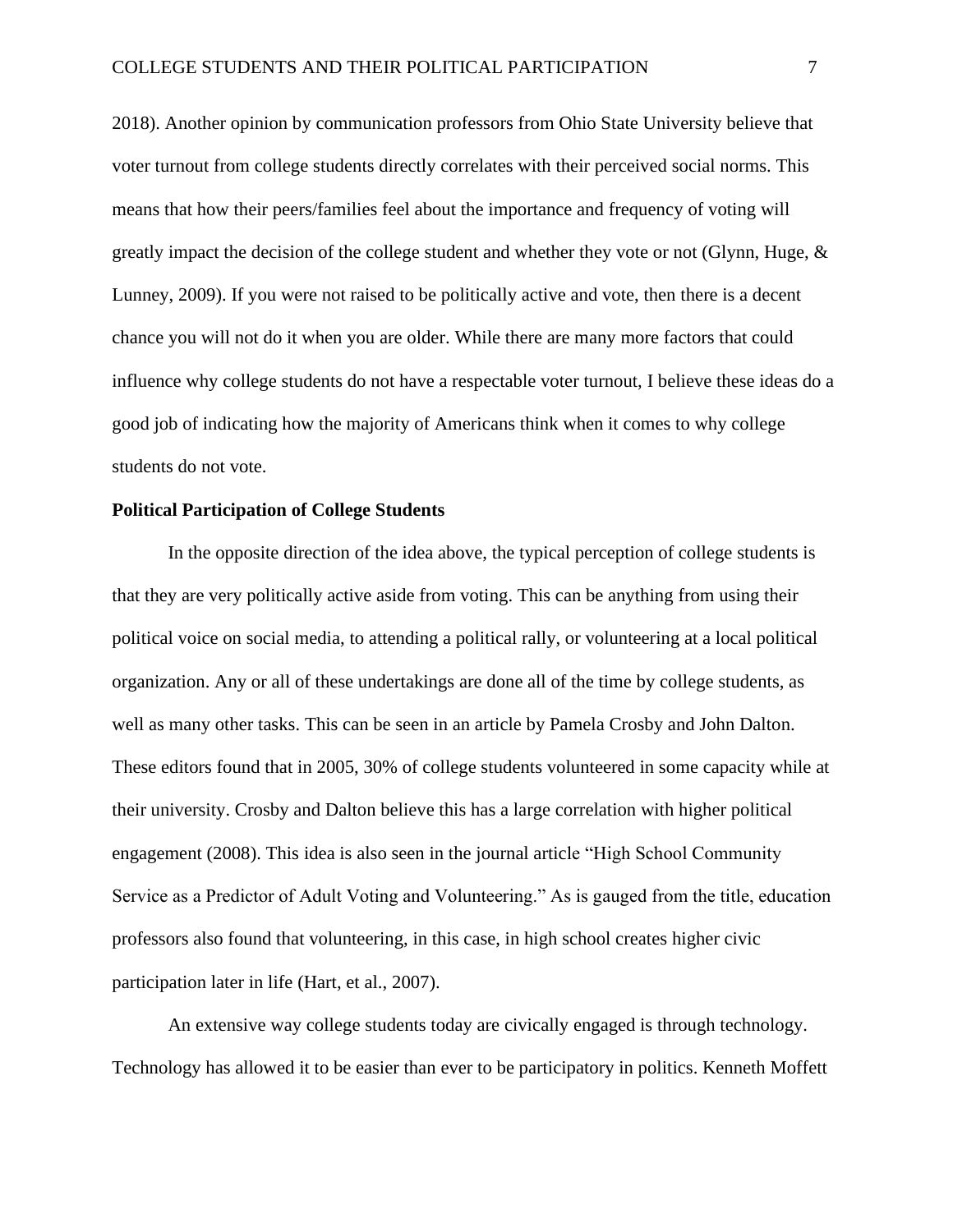2018). Another opinion by communication professors from Ohio State University believe that voter turnout from college students directly correlates with their perceived social norms. This means that how their peers/families feel about the importance and frequency of voting will greatly impact the decision of the college student and whether they vote or not (Glynn, Huge, & Lunney, 2009). If you were not raised to be politically active and vote, then there is a decent chance you will not do it when you are older. While there are many more factors that could influence why college students do not have a respectable voter turnout, I believe these ideas do a good job of indicating how the majority of Americans think when it comes to why college students do not vote.

**Political Participation of College Students**

In the opposite direction of the idea above, the typical perception of college students is that they are very politically active aside from voting. This can be anything from using their political voice on social media, to attending a political rally, or volunteering at a local political organization. Any or all of these undertakings are done all of the time by college students, as well as many other tasks. This can be seen in an article by Pamela Crosby and John Dalton. These editors found that in 2005, 30% of college students volunteered in some capacity while at their university. Crosby and Dalton believe this has a large correlation with higher political engagement (2008). This idea is also seen in the journal article "High School Community Service as a Predictor of Adult Voting and Volunteering." As is gauged from the title, education professors also found that volunteering, in this case, in high school creates higher civic participation later in life (Hart, et al., 2007).

An extensive way college students today are civically engaged is through technology. Technology has allowed it to be easier than ever to be participatory in politics. Kenneth Moffett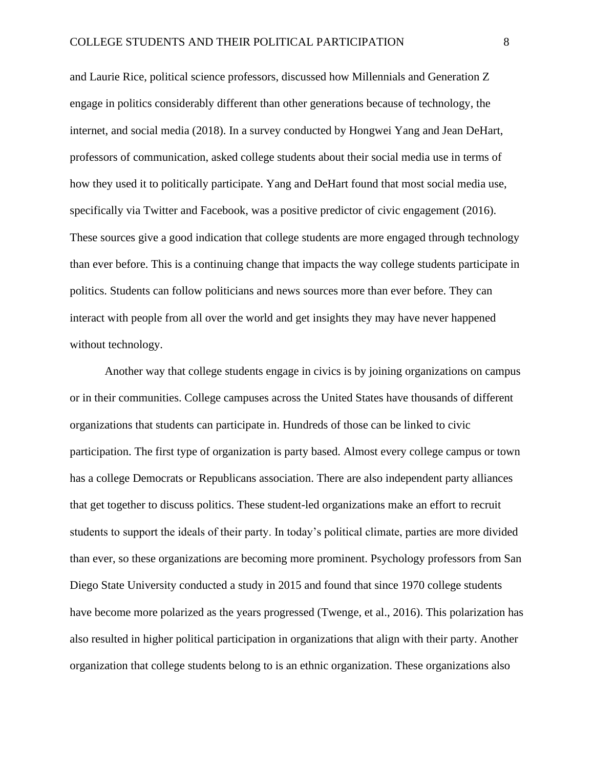and Laurie Rice, political science professors, discussed how Millennials and Generation Z engage in politics considerably different than other generations because of technology, the internet, and social media (2018). In a survey conducted by Hongwei Yang and Jean DeHart, professors of communication, asked college students about their social media use in terms of how they used it to politically participate. Yang and DeHart found that most social media use, specifically via Twitter and Facebook, was a positive predictor of civic engagement (2016). These sources give a good indication that college students are more engaged through technology than ever before. This is a continuing change that impacts the way college students participate in politics. Students can follow politicians and news sources more than ever before. They can interact with people from all over the world and get insights they may have never happened without technology.

Another way that college students engage in civics is by joining organizations on campus or in their communities. College campuses across the United States have thousands of different organizations that students can participate in. Hundreds of those can be linked to civic participation. The first type of organization is party based. Almost every college campus or town has a college Democrats or Republicans association. There are also independent party alliances that get together to discuss politics. These student-led organizations make an effort to recruit students to support the ideals of their party. In today's political climate, parties are more divided than ever, so these organizations are becoming more prominent. Psychology professors from San Diego State University conducted a study in 2015 and found that since 1970 college students have become more polarized as the years progressed (Twenge, et al., 2016). This polarization has also resulted in higher political participation in organizations that align with their party. Another organization that college students belong to is an ethnic organization. These organizations also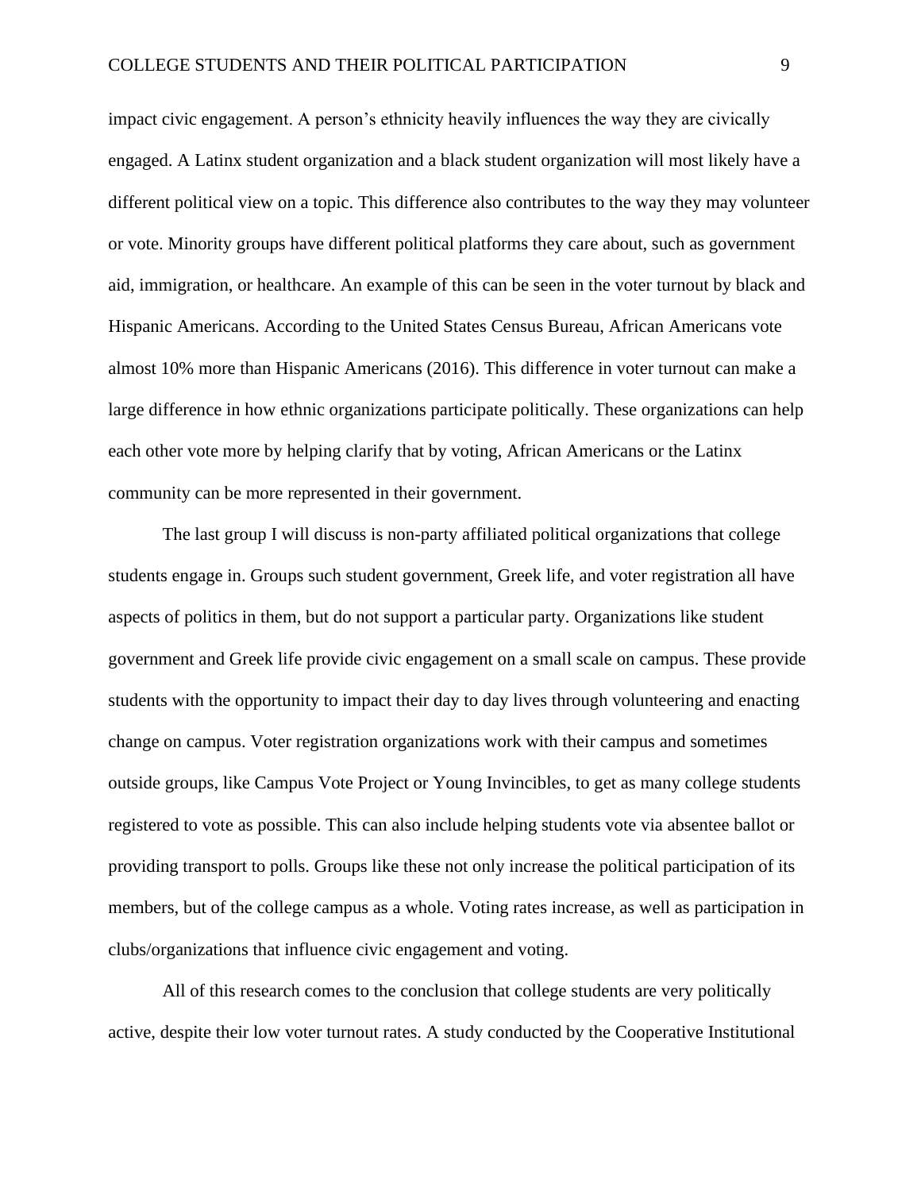impact civic engagement. A person's ethnicity heavily influences the way they are civically engaged. A Latinx student organization and a black student organization will most likely have a different political view on a topic. This difference also contributes to the way they may volunteer or vote. Minority groups have different political platforms they care about, such as government aid, immigration, or healthcare. An example of this can be seen in the voter turnout by black and Hispanic Americans. According to the United States Census Bureau, African Americans vote almost 10% more than Hispanic Americans (2016). This difference in voter turnout can make a large difference in how ethnic organizations participate politically. These organizations can help each other vote more by helping clarify that by voting, African Americans or the Latinx community can be more represented in their government.

The last group I will discuss is non-party affiliated political organizations that college students engage in. Groups such student government, Greek life, and voter registration all have aspects of politics in them, but do not support a particular party. Organizations like student government and Greek life provide civic engagement on a small scale on campus. These provide students with the opportunity to impact their day to day lives through volunteering and enacting change on campus. Voter registration organizations work with their campus and sometimes outside groups, like Campus Vote Project or Young Invincibles, to get as many college students registered to vote as possible. This can also include helping students vote via absentee ballot or providing transport to polls. Groups like these not only increase the political participation of its members, but of the college campus as a whole. Voting rates increase, as well as participation in clubs/organizations that influence civic engagement and voting.

All of this research comes to the conclusion that college students are very politically active, despite their low voter turnout rates. A study conducted by the Cooperative Institutional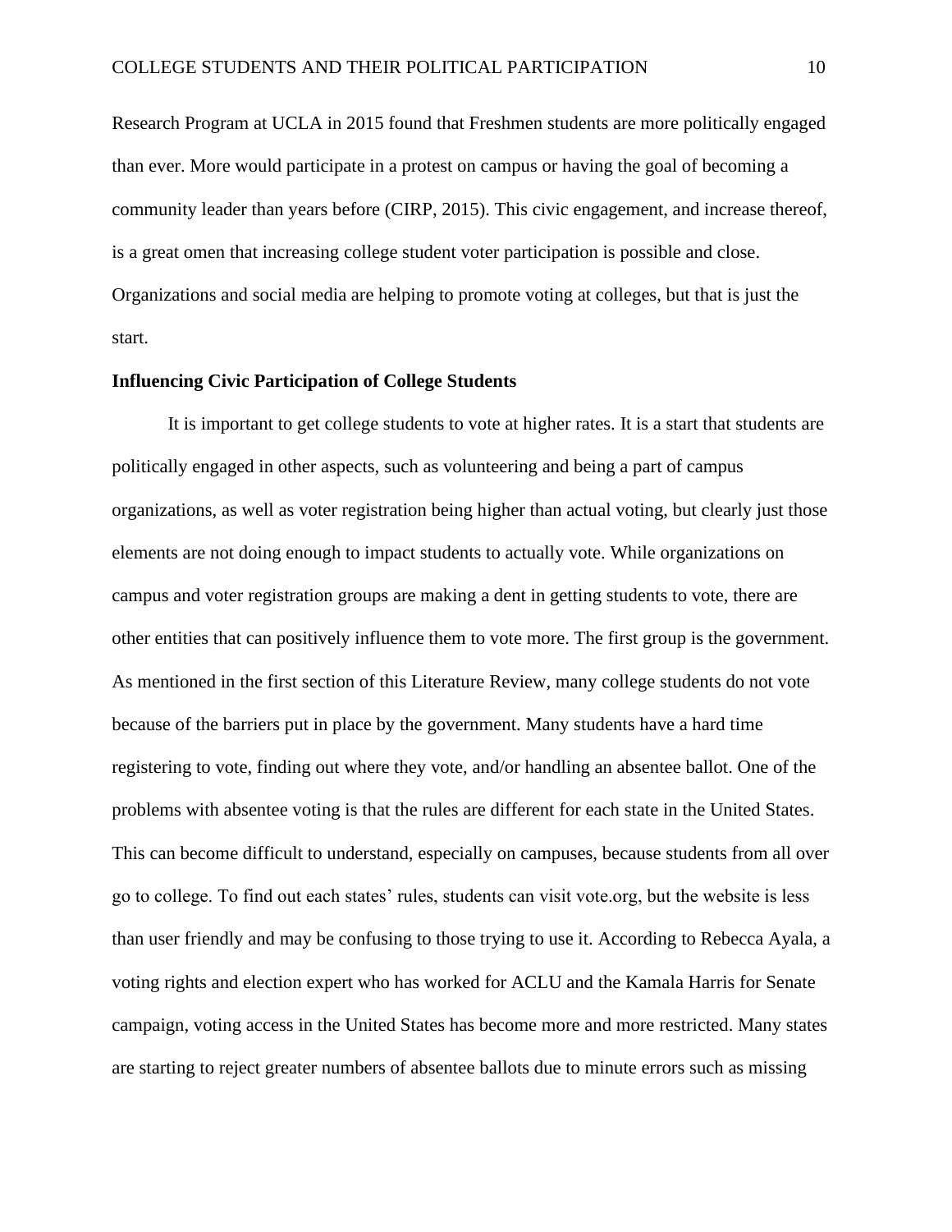Research Program at UCLA in 2015 found that Freshmen students are more politically engaged than ever. More would participate in a protest on campus or having the goal of becoming a community leader than years before (CIRP, 2015). This civic engagement, and increase thereof, is a great omen that increasing college student voter participation is possible and close. Organizations and social media are helping to promote voting at colleges, but that is just the start.

**Influencing Civic Participation of College Students**

It is important to get college students to vote at higher rates. It is a start that students are politically engaged in other aspects, such as volunteering and being a part of campus organizations, as well as voter registration being higher than actual voting, but clearly just those elements are not doing enough to impact students to actually vote. While organizations on campus and voter registration groups are making a dent in getting students to vote, there are other entities that can positively influence them to vote more. The first group is the government. As mentioned in the first section of this Literature Review, many college students do not vote because of the barriers put in place by the government. Many students have a hard time registering to vote, finding out where they vote, and/or handling an absentee ballot. One of the problems with absentee voting is that the rules are different for each state in the United States. This can become difficult to understand, especially on campuses, because students from all over go to college. To find out each states' rules, students can visit vote.org, but the website is less than user friendly and may be confusing to those trying to use it. According to Rebecca Ayala, a voting rights and election expert who has worked for ACLU and the Kamala Harris for Senate campaign, voting access in the United States has become more and more restricted. Many states are starting to reject greater numbers of absentee ballots due to minute errors such as missing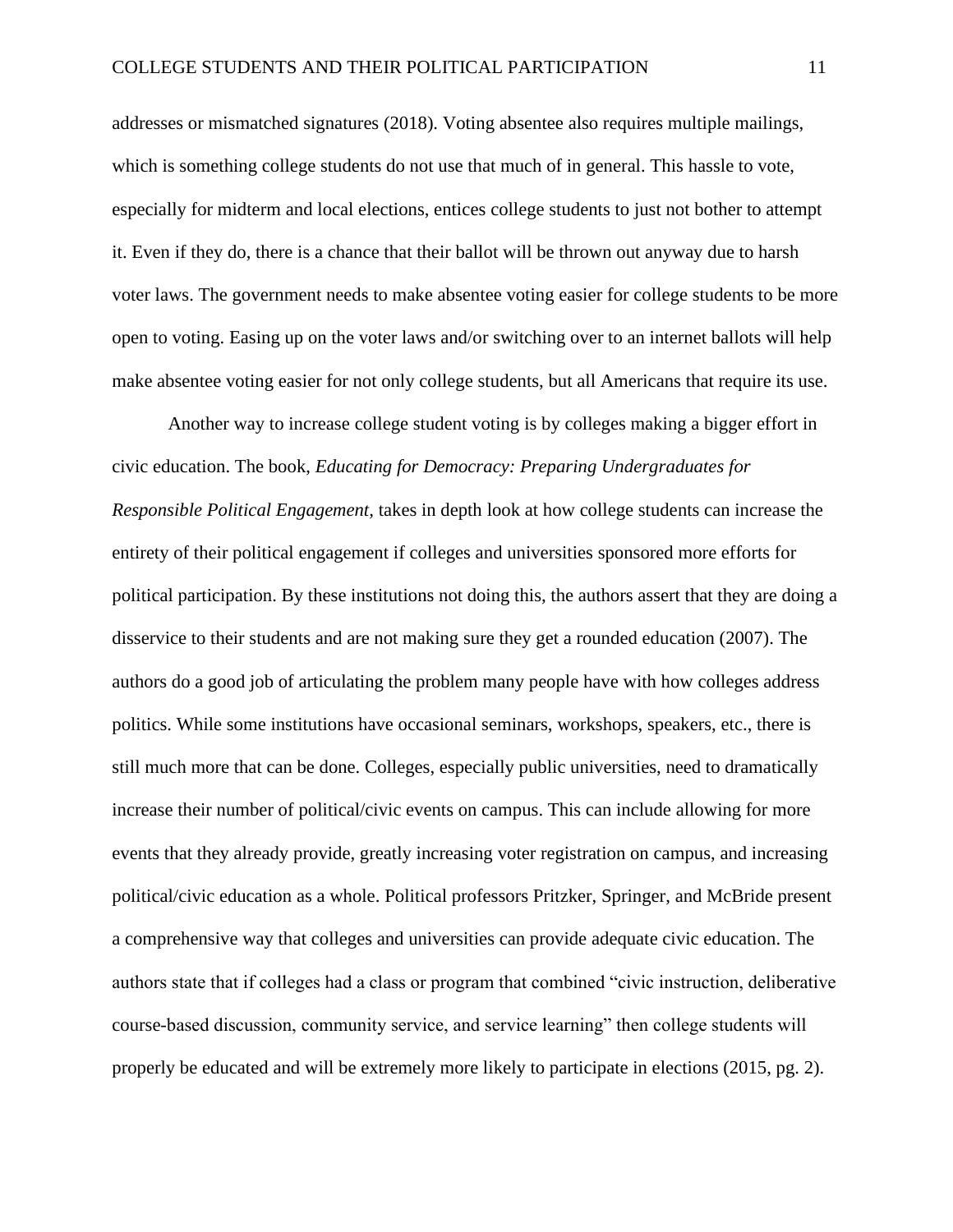addresses or mismatched signatures (2018). Voting absentee also requires multiple mailings, which is something college students do not use that much of in general. This hassle to vote, especially for midterm and local elections, entices college students to just not bother to attempt it. Even if they do, there is a chance that their ballot will be thrown out anyway due to harsh voter laws. The government needs to make absentee voting easier for college students to be more open to voting. Easing up on the voter laws and/or switching over to an internet ballots will help make absentee voting easier for not only college students, but all Americans that require its use.

Another way to increase college student voting is by colleges making a bigger effort in civic education. The book, *Educating for Democracy: Preparing Undergraduates for Responsible Political Engagement*, takes in depth look at how college students can increase the entirety of their political engagement if colleges and universities sponsored more efforts for political participation. By these institutions not doing this, the authors assert that they are doing a disservice to their students and are not making sure they get a rounded education (2007). The authors do a good job of articulating the problem many people have with how colleges address politics. While some institutions have occasional seminars, workshops, speakers, etc., there is still much more that can be done. Colleges, especially public universities, need to dramatically increase their number of political/civic events on campus. This can include allowing for more events that they already provide, greatly increasing voter registration on campus, and increasing political/civic education as a whole. Political professors Pritzker, Springer, and McBride present a comprehensive way that colleges and universities can provide adequate civic education. The authors state that if colleges had a class or program that combined "civic instruction, deliberative course-based discussion, community service, and service learning" then college students will properly be educated and will be extremely more likely to participate in elections (2015, pg. 2).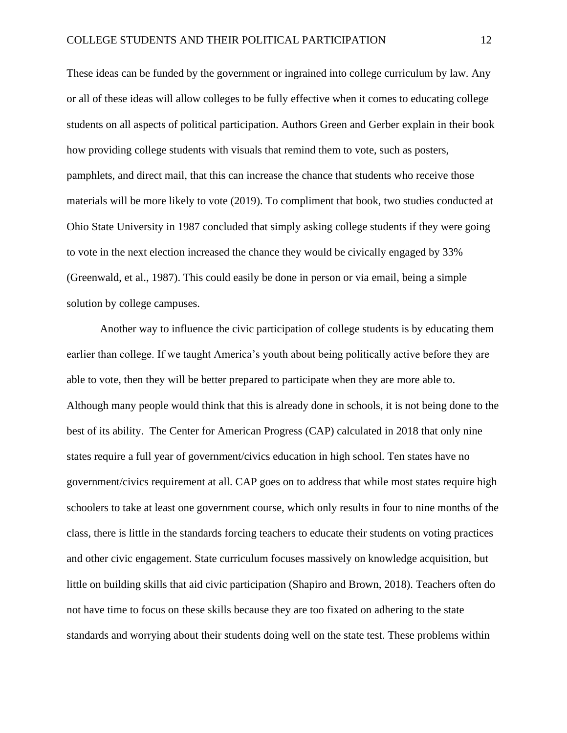These ideas can be funded by the government or ingrained into college curriculum by law. Any or all of these ideas will allow colleges to be fully effective when it comes to educating college students on all aspects of political participation. Authors Green and Gerber explain in their book how providing college students with visuals that remind them to vote, such as posters, pamphlets, and direct mail, that this can increase the chance that students who receive those materials will be more likely to vote (2019). To compliment that book, two studies conducted at Ohio State University in 1987 concluded that simply asking college students if they were going to vote in the next election increased the chance they would be civically engaged by 33% (Greenwald, et al., 1987). This could easily be done in person or via email, being a simple solution by college campuses.

Another way to influence the civic participation of college students is by educating them earlier than college. If we taught America's youth about being politically active before they are able to vote, then they will be better prepared to participate when they are more able to. Although many people would think that this is already done in schools, it is not being done to the best of its ability. The Center for American Progress (CAP) calculated in 2018 that only nine states require a full year of government/civics education in high school. Ten states have no government/civics requirement at all. CAP goes on to address that while most states require high schoolers to take at least one government course, which only results in four to nine months of the class, there is little in the standards forcing teachers to educate their students on voting practices and other civic engagement. State curriculum focuses massively on knowledge acquisition, but little on building skills that aid civic participation (Shapiro and Brown, 2018). Teachers often do not have time to focus on these skills because they are too fixated on adhering to the state standards and worrying about their students doing well on the state test. These problems within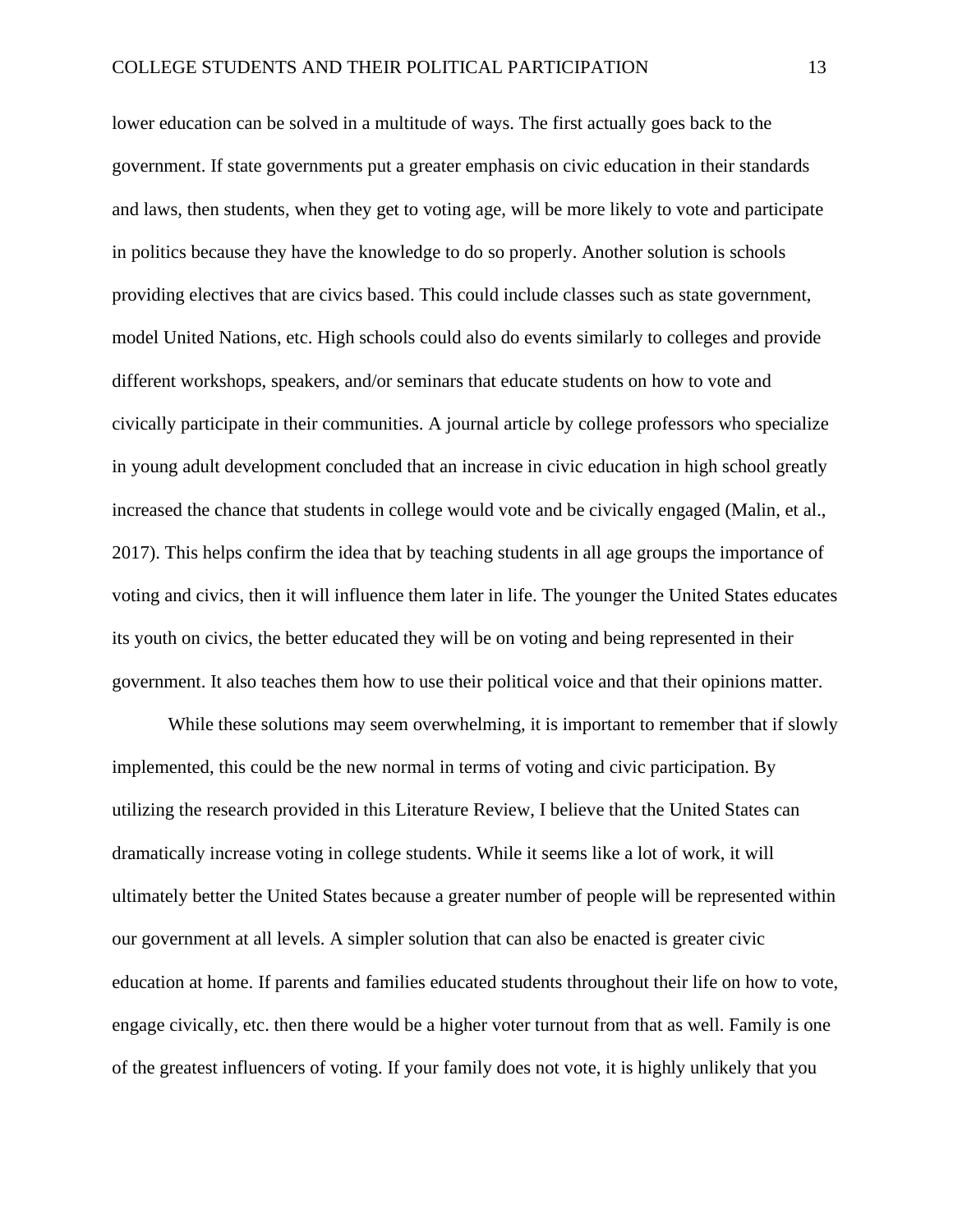lower education can be solved in a multitude of ways. The first actually goes back to the government. If state governments put a greater emphasis on civic education in their standards and laws, then students, when they get to voting age, will be more likely to vote and participate in politics because they have the knowledge to do so properly. Another solution is schools providing electives that are civics based. This could include classes such as state government, model United Nations, etc. High schools could also do events similarly to colleges and provide different workshops, speakers, and/or seminars that educate students on how to vote and civically participate in their communities. A journal article by college professors who specialize in young adult development concluded that an increase in civic education in high school greatly increased the chance that students in college would vote and be civically engaged (Malin, et al., 2017). This helps confirm the idea that by teaching students in all age groups the importance of voting and civics, then it will influence them later in life. The younger the United States educates its youth on civics, the better educated they will be on voting and being represented in their government. It also teaches them how to use their political voice and that their opinions matter.

While these solutions may seem overwhelming, it is important to remember that if slowly implemented, this could be the new normal in terms of voting and civic participation. By utilizing the research provided in this Literature Review, I believe that the United States can dramatically increase voting in college students. While it seems like a lot of work, it will ultimately better the United States because a greater number of people will be represented within our government at all levels. A simpler solution that can also be enacted is greater civic education at home. If parents and families educated students throughout their life on how to vote, engage civically, etc. then there would be a higher voter turnout from that as well. Family is one of the greatest influencers of voting. If your family does not vote, it is highly unlikely that you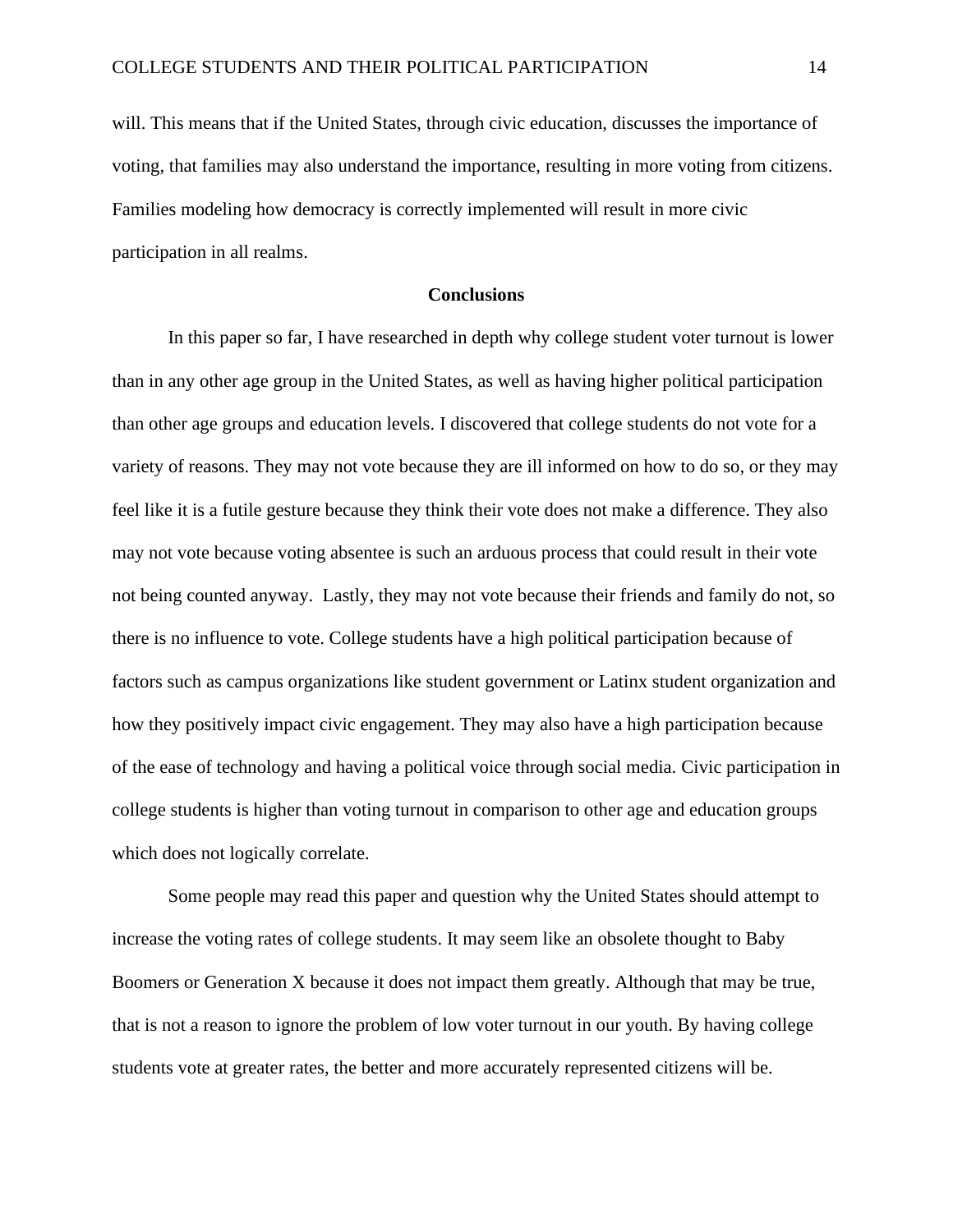will. This means that if the United States, through civic education, discusses the importance of voting, that families may also understand the importance, resulting in more voting from citizens. Families modeling how democracy is correctly implemented will result in more civic participation in all realms.

## Conclusions

In this paper so far, I have researched in depth why college student voter turnout is lower than in any other age group in the United States, as well as having higher political participation than other age groups and education levels. I discovered that college students do not vote for a variety of reasons. They may not vote because they are ill informed on how to do so, or they may feel like it is a futile gesture because they think their vote does not make a difference. They also may not vote because voting absentee is such an arduous process that could result in their vote not being counted anyway. Lastly, they may not vote because their friends and family do not, so there is no influence to vote. College students have a high political participation because of factors such as campus organizations like student government or Latinx student organization and how they positively impact civic engagement. They may also have a high participation because of the ease of technology and having a political voice through social media. Civic participation in college students is higher than voting turnout in comparison to other age and education groups which does not logically correlate.

Some people may read this paper and question why the United States should attempt to increase the voting rates of college students. It may seem like an obsolete thought to Baby Boomers or Generation X because it does not impact them greatly. Although that may be true, that is not a reason to ignore the problem of low voter turnout in our youth. By having college students vote at greater rates, the better and more accurately represented citizens will be.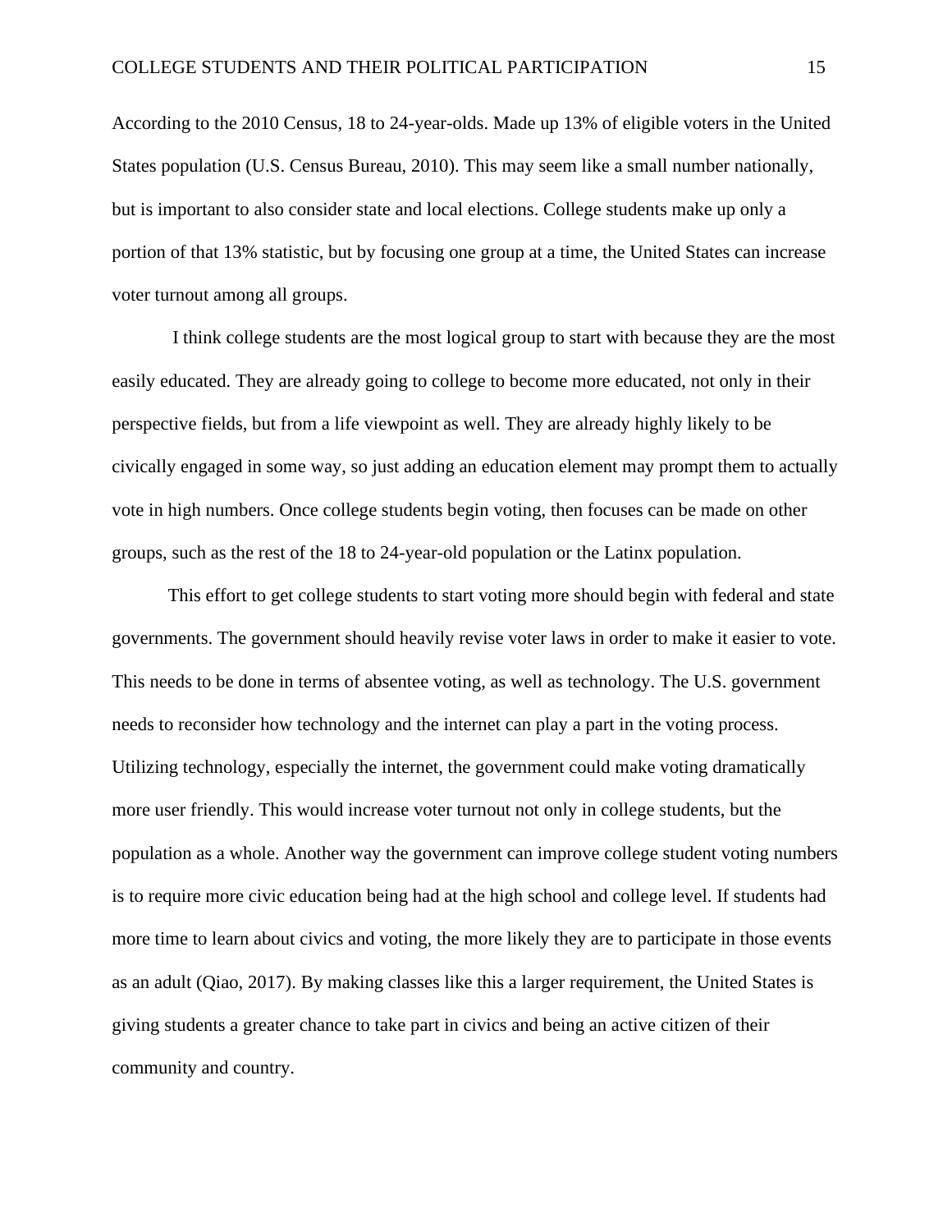According to the 2010 Census, 18 to 24-year-olds. Made up 13% of eligible voters in the United States population (U.S. Census Bureau, 2010). This may seem like a small number nationally, but is important to also consider state and local elections. College students make up only a portion of that 13% statistic, but by focusing one group at a time, the United States can increase voter turnout among all groups.

I think college students are the most logical group to start with because they are the most easily educated. They are already going to college to become more educated, not only in their perspective fields, but from a life viewpoint as well. They are already highly likely to be civically engaged in some way, so just adding an education element may prompt them to actually vote in high numbers. Once college students begin voting, then focuses can be made on other groups, such as the rest of the 18 to 24-year-old population or the Latinx population.

This effort to get college students to start voting more should begin with federal and state governments. The government should heavily revise voter laws in order to make it easier to vote. This needs to be done in terms of absentee voting, as well as technology. The U.S. government needs to reconsider how technology and the internet can play a part in the voting process. Utilizing technology, especially the internet, the government could make voting dramatically more user friendly. This would increase voter turnout not only in college students, but the population as a whole. Another way the government can improve college student voting numbers is to require more civic education being had at the high school and college level. If students had more time to learn about civics and voting, the more likely they are to participate in those events as an adult (Qiao, 2017). By making classes like this a larger requirement, the United States is giving students a greater chance to take part in civics and being an active citizen of their community and country.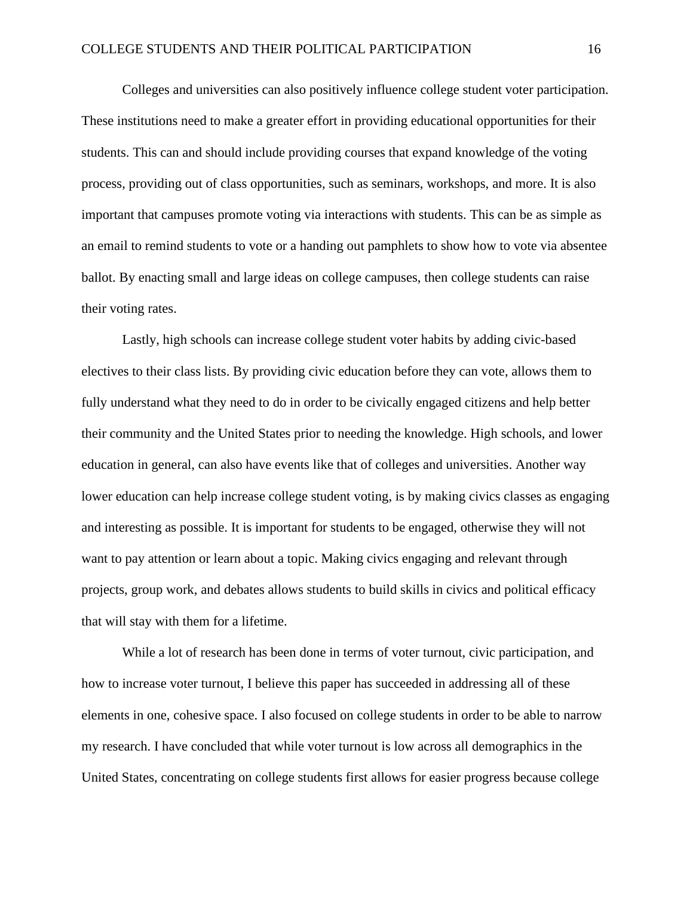Colleges and universities can also positively influence college student voter participation. These institutions need to make a greater effort in providing educational opportunities for their students. This can and should include providing courses that expand knowledge of the voting process, providing out of class opportunities, such as seminars, workshops, and more. It is also important that campuses promote voting via interactions with students. This can be as simple as an email to remind students to vote or a handing out pamphlets to show how to vote via absentee ballot. By enacting small and large ideas on college campuses, then college students can raise their voting rates.

Lastly, high schools can increase college student voter habits by adding civic-based electives to their class lists. By providing civic education before they can vote, allows them to fully understand what they need to do in order to be civically engaged citizens and help better their community and the United States prior to needing the knowledge. High schools, and lower education in general, can also have events like that of colleges and universities. Another way lower education can help increase college student voting, is by making civics classes as engaging and interesting as possible. It is important for students to be engaged, otherwise they will not want to pay attention or learn about a topic. Making civics engaging and relevant through projects, group work, and debates allows students to build skills in civics and political efficacy that will stay with them for a lifetime.

While a lot of research has been done in terms of voter turnout, civic participation, and how to increase voter turnout, I believe this paper has succeeded in addressing all of these elements in one, cohesive space. I also focused on college students in order to be able to narrow my research. I have concluded that while voter turnout is low across all demographics in the United States, concentrating on college students first allows for easier progress because college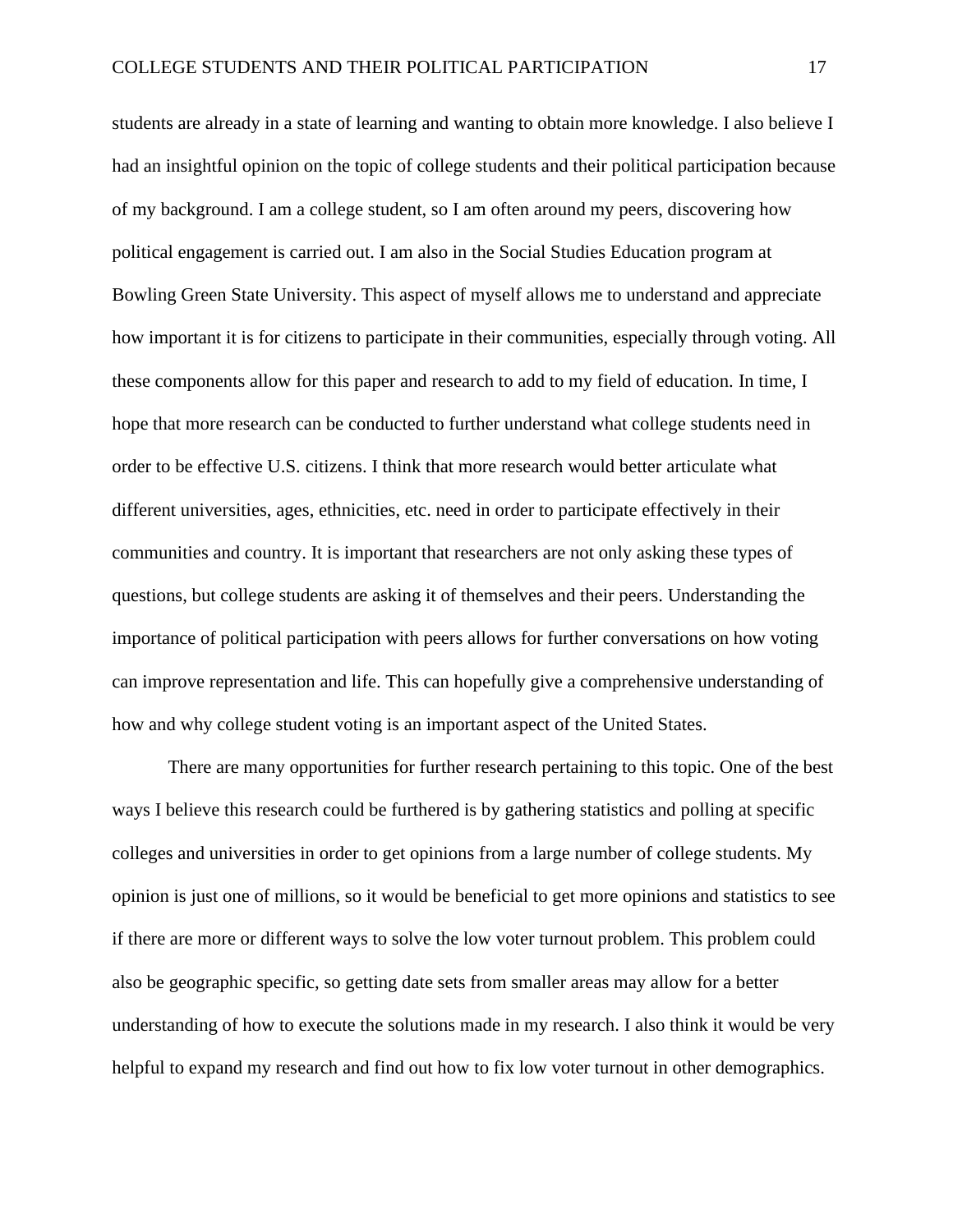students are already in a state of learning and wanting to obtain more knowledge. I also believe I had an insightful opinion on the topic of college students and their political participation because of my background. I am a college student, so I am often around my peers, discovering how political engagement is carried out. I am also in the Social Studies Education program at Bowling Green State University. This aspect of myself allows me to understand and appreciate how important it is for citizens to participate in their communities, especially through voting. All these components allow for this paper and research to add to my field of education. In time, I hope that more research can be conducted to further understand what college students need in order to be effective U.S. citizens. I think that more research would better articulate what different universities, ages, ethnicities, etc. need in order to participate effectively in their communities and country. It is important that researchers are not only asking these types of questions, but college students are asking it of themselves and their peers. Understanding the importance of political participation with peers allows for further conversations on how voting can improve representation and life. This can hopefully give a comprehensive understanding of how and why college student voting is an important aspect of the United States.

There are many opportunities for further research pertaining to this topic. One of the best ways I believe this research could be furthered is by gathering statistics and polling at specific colleges and universities in order to get opinions from a large number of college students. My opinion is just one of millions, so it would be beneficial to get more opinions and statistics to see if there are more or different ways to solve the low voter turnout problem. This problem could also be geographic specific, so getting date sets from smaller areas may allow for a better understanding of how to execute the solutions made in my research. I also think it would be very helpful to expand my research and find out how to fix low voter turnout in other demographics.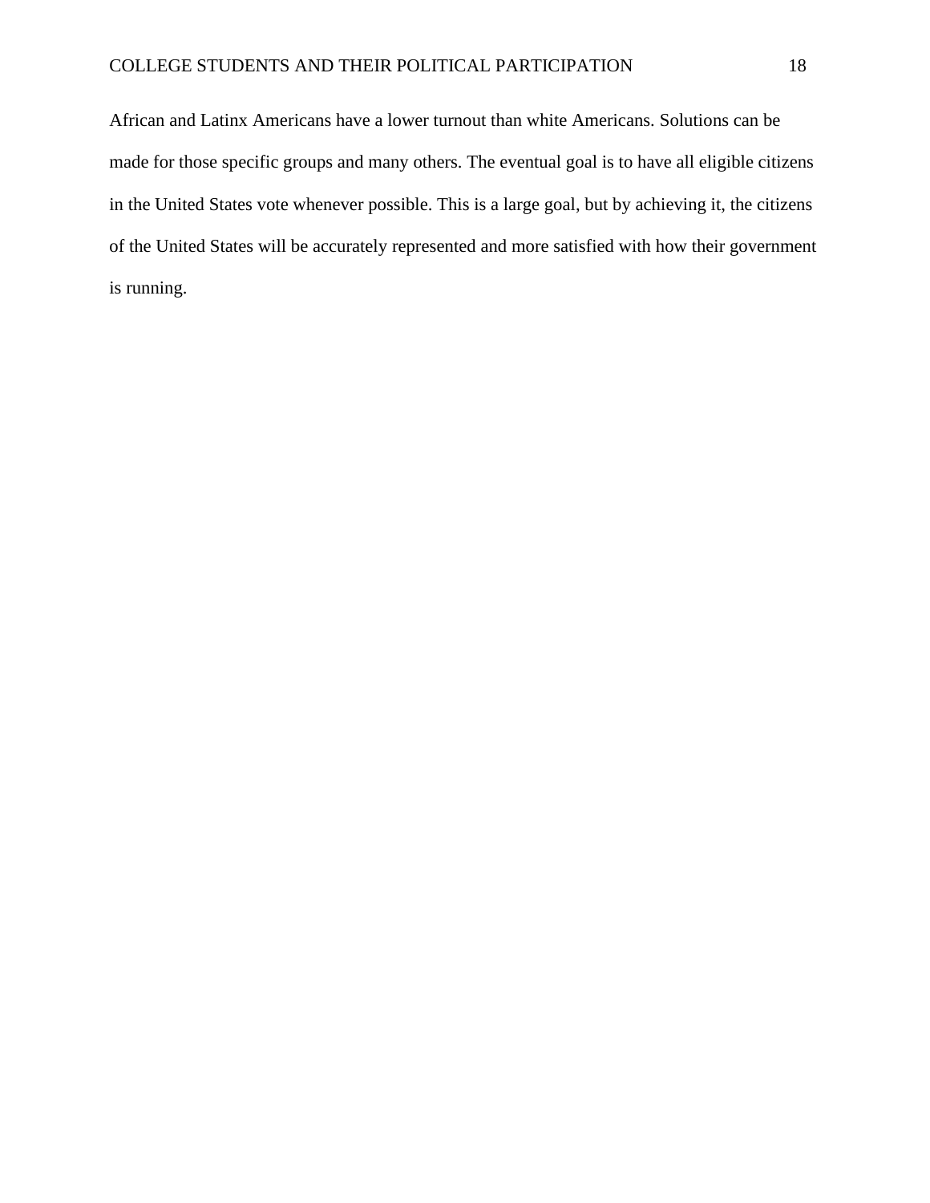African and Latinx Americans have a lower turnout than white Americans. Solutions can be made for those specific groups and many others. The eventual goal is to have all eligible citizens in the United States vote whenever possible. This is a large goal, but by achieving it, the citizens of the United States will be accurately represented and more satisfied with how their government is running.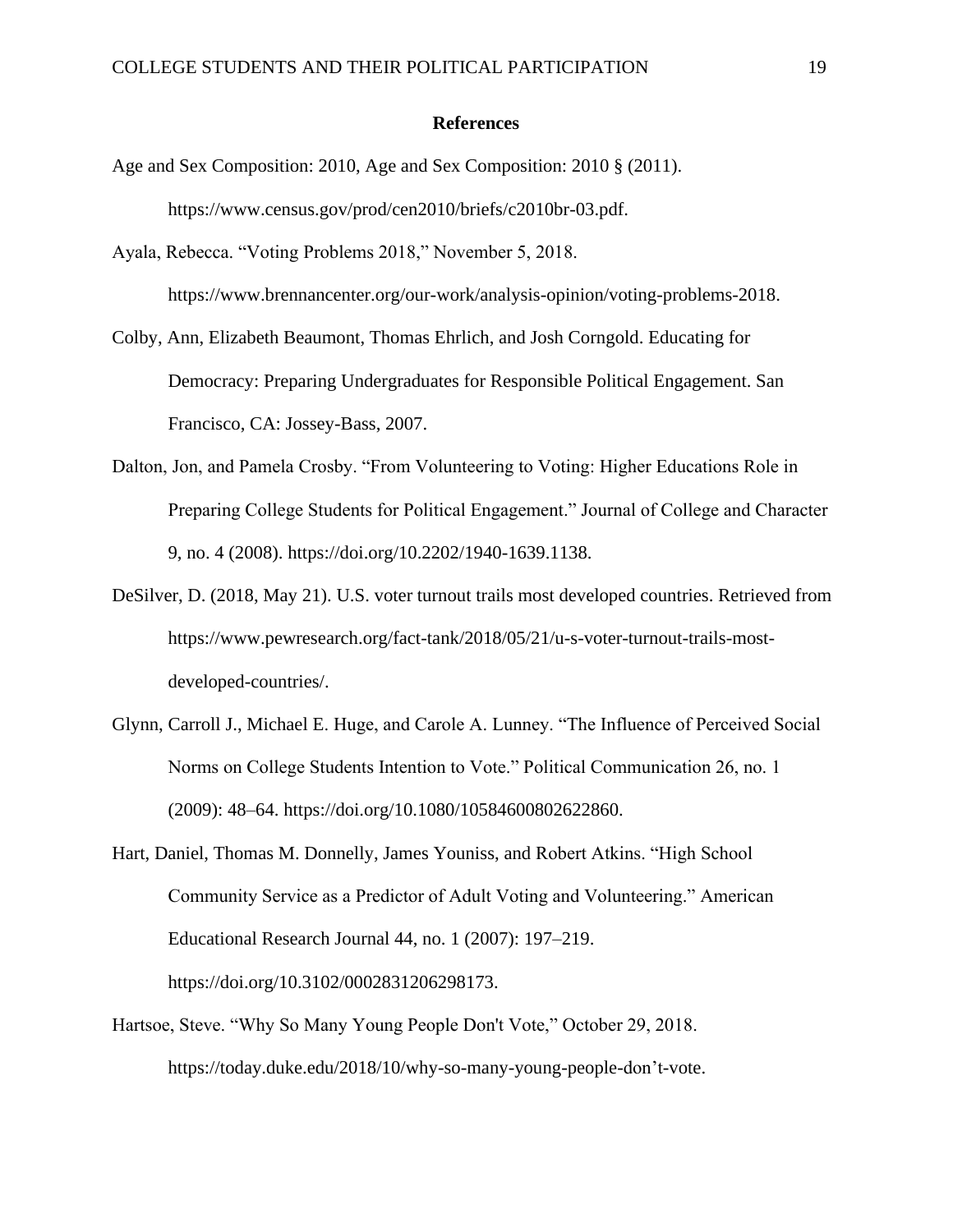## References

Age and Sex Composition: 2010, Age and Sex Composition: 2010 § (2011). https://www.census.gov/prod/cen2010/briefs/c2010br-03.pdf.

Ayala, Rebecca. "Voting Problems 2018," November 5, 2018. https://www.brennancenter.org/our-work/analysis-opinion/voting-problems-2018.

Colby, Ann, Elizabeth Beaumont, Thomas Ehrlich, and Josh Corngold. Educating for Democracy: Preparing Undergraduates for Responsible Political Engagement. San Francisco, CA: Jossey-Bass, 2007.

Dalton, Jon, and Pamela Crosby. "From Volunteering to Voting: Higher Educations Role in Preparing College Students for Political Engagement." Journal of College and Character 9, no. 4 (2008). https://doi.org/10.2202/1940-1639.1138.

DeSilver, D. (2018, May 21). U.S. voter turnout trails most developed countries. Retrieved from https://www.pewresearch.org/fact-tank/2018/05/21/u-s-voter-turnout-trails-most-developed-countries/.

Glynn, Carroll J., Michael E. Huge, and Carole A. Lunney. "The Influence of Perceived Social Norms on College Students Intention to Vote." Political Communication 26, no. 1 (2009): 48–64. https://doi.org/10.1080/10584600802622860.

Hart, Daniel, Thomas M. Donnelly, James Youniss, and Robert Atkins. "High School Community Service as a Predictor of Adult Voting and Volunteering." American Educational Research Journal 44, no. 1 (2007): 197–219. https://doi.org/10.3102/0002831206298173.

Hartsoe, Steve. "Why So Many Young People Don't Vote," October 29, 2018. https://today.duke.edu/2018/10/why-so-many-young-people-don't-vote.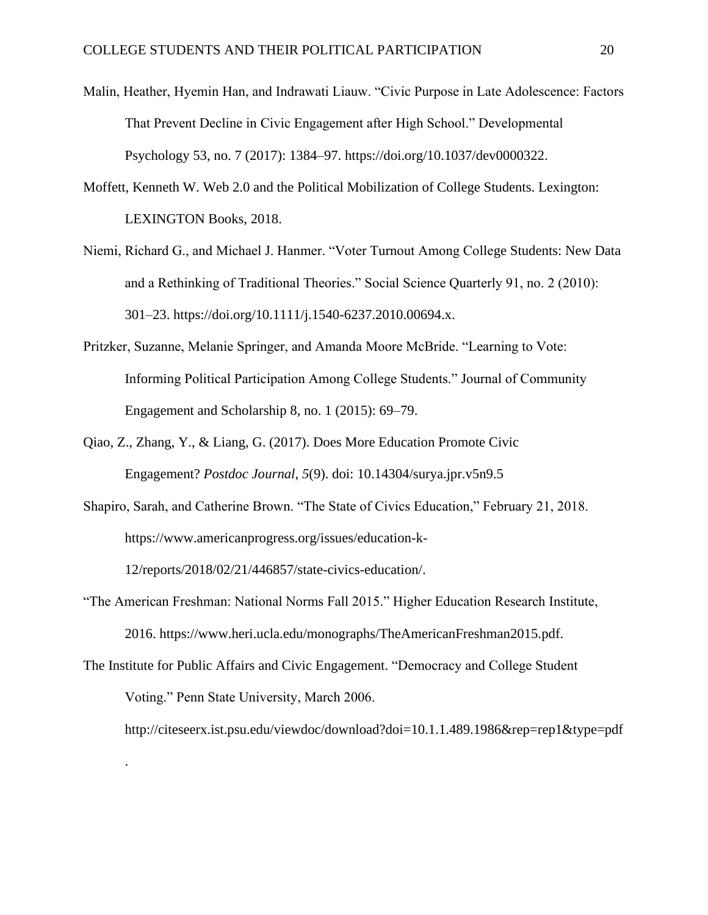Malin, Heather, Hyemin Han, and Indrawati Liauw. "Civic Purpose in Late Adolescence: Factors That Prevent Decline in Civic Engagement after High School." Developmental Psychology 53, no. 7 (2017): 1384–97. https://doi.org/10.1037/dev0000322.

Moffett, Kenneth W. Web 2.0 and the Political Mobilization of College Students. Lexington: LEXINGTON Books, 2018.

Niemi, Richard G., and Michael J. Hanmer. "Voter Turnout Among College Students: New Data and a Rethinking of Traditional Theories." Social Science Quarterly 91, no. 2 (2010): 301–23. https://doi.org/10.1111/j.1540-6237.2010.00694.x.

Pritzker, Suzanne, Melanie Springer, and Amanda Moore McBride. "Learning to Vote: Informing Political Participation Among College Students." Journal of Community Engagement and Scholarship 8, no. 1 (2015): 69–79.

Qiao, Z., Zhang, Y., & Liang, G. (2017). Does More Education Promote Civic Engagement? *Postdoc Journal, 5*(9). doi: 10.14304/surya.jpr.v5n9.5

Shapiro, Sarah, and Catherine Brown. "The State of Civics Education," February 21, 2018. https://www.americanprogress.org/issues/education-k-12/reports/2018/02/21/446857/state-civics-education/.

"The American Freshman: National Norms Fall 2015." Higher Education Research Institute, 2016. https://www.heri.ucla.edu/monographs/TheAmericanFreshman2015.pdf.

The Institute for Public Affairs and Civic Engagement. "Democracy and College Student Voting." Penn State University, March 2006. http://citeseerx.ist.psu.edu/viewdoc/download?doi=10.1.1.489.1986&rep=rep1&type=pdf.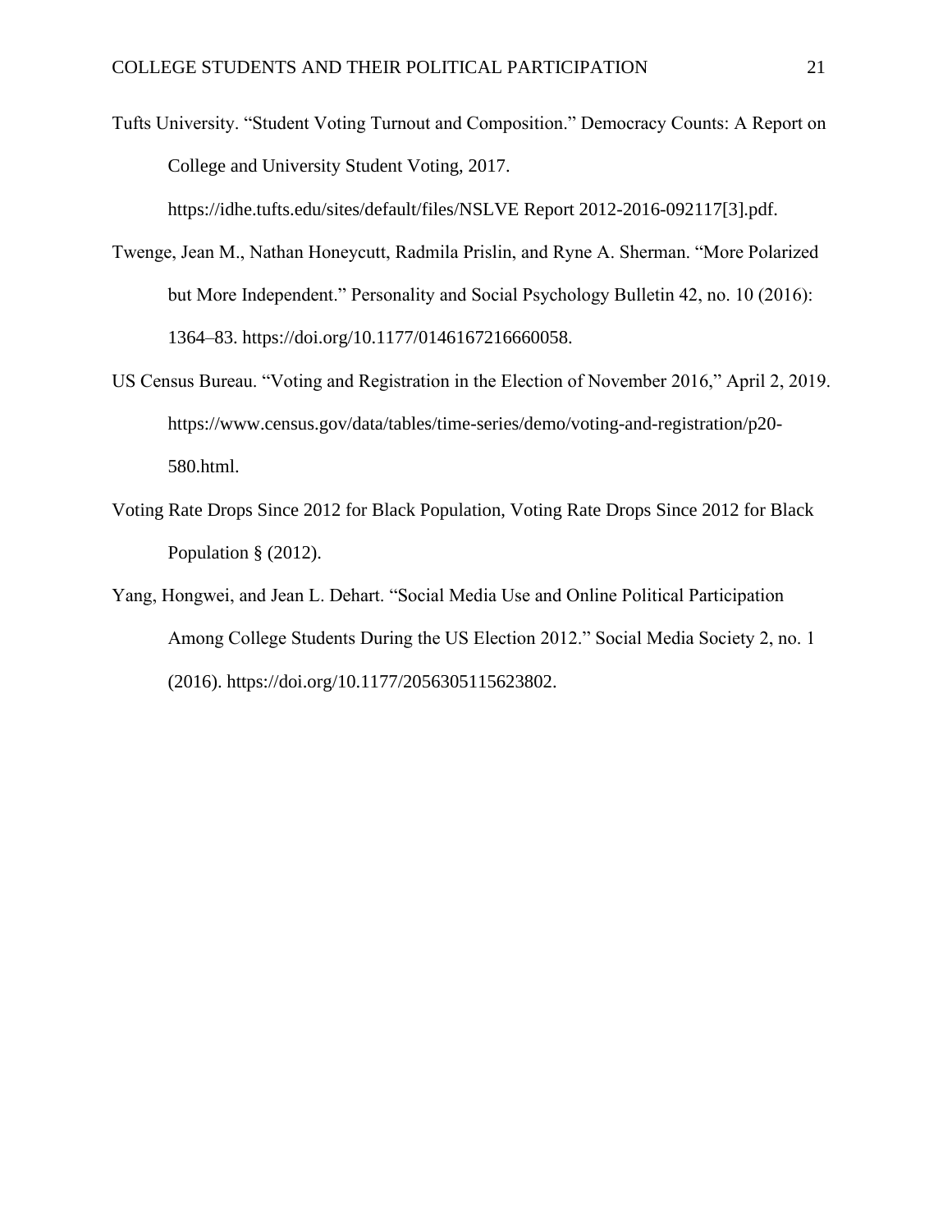Tufts University. "Student Voting Turnout and Composition." Democracy Counts: A Report on College and University Student Voting, 2017. https://idhe.tufts.edu/sites/default/files/NSLVE Report 2012-2016-092117[3].pdf.

Twenge, Jean M., Nathan Honeycutt, Radmila Prislin, and Ryne A. Sherman. "More Polarized but More Independent." Personality and Social Psychology Bulletin 42, no. 10 (2016): 1364–83. https://doi.org/10.1177/0146167216660058.

US Census Bureau. "Voting and Registration in the Election of November 2016," April 2, 2019. https://www.census.gov/data/tables/time-series/demo/voting-and-registration/p20-580.html.

Voting Rate Drops Since 2012 for Black Population, Voting Rate Drops Since 2012 for Black Population § (2012).

Yang, Hongwei, and Jean L. Dehart. "Social Media Use and Online Political Participation Among College Students During the US Election 2012." Social Media Society 2, no. 1 (2016). https://doi.org/10.1177/2056305115623802.